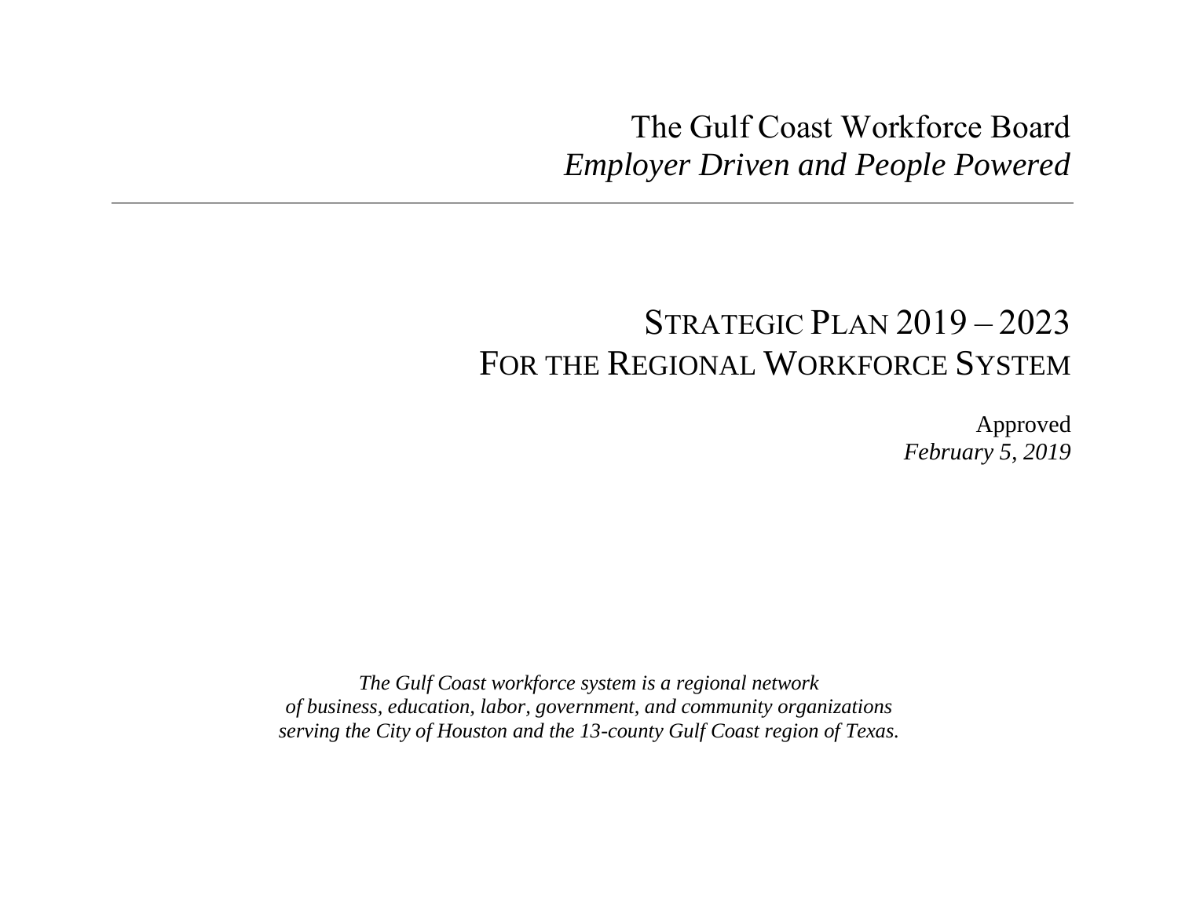The Gulf Coast Workforce Board

*Employer Driven and People Powered*

---

# STRATEGIC PLAN 2019 – 2023
# FOR THE REGIONAL WORKFORCE SYSTEM

Approved

*February 5, 2019*

*The Gulf Coast workforce system is a regional network of business, education, labor, government, and community organizations serving the City of Houston and the 13-county Gulf Coast region of Texas.*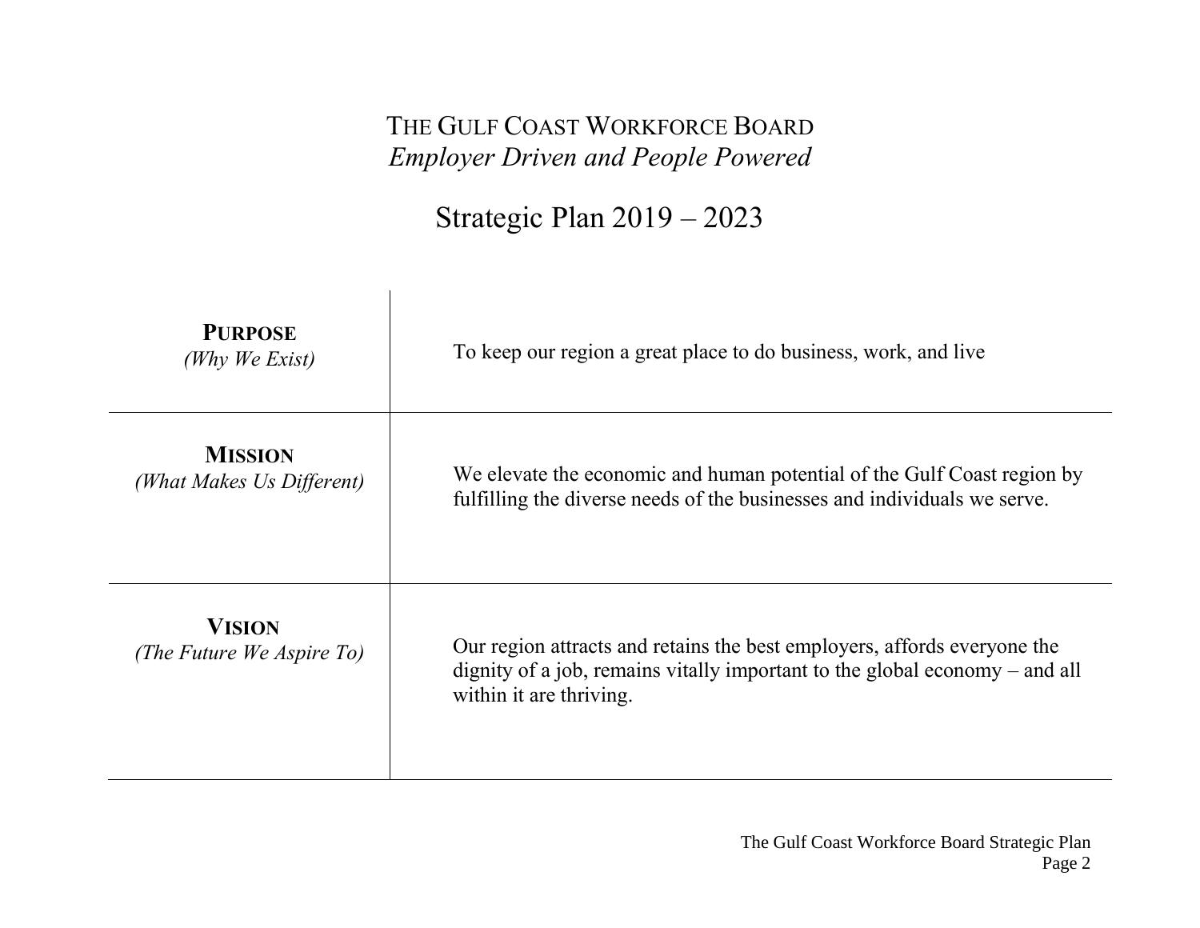# THE GULF COAST WORKFORCE BOARD

*Employer Driven and People Powered*

## Strategic Plan 2019 – 2023

| | |
|---|---|
| **PURPOSE**<br>*(Why We Exist)* | To keep our region a great place to do business, work, and live |
| **MISSION**<br>*(What Makes Us Different)* | We elevate the economic and human potential of the Gulf Coast region by fulfilling the diverse needs of the businesses and individuals we serve. |
| **VISION**<br>*(The Future We Aspire To)* | Our region attracts and retains the best employers, affords everyone the dignity of a job, remains vitally important to the global economy – and all within it are thriving. |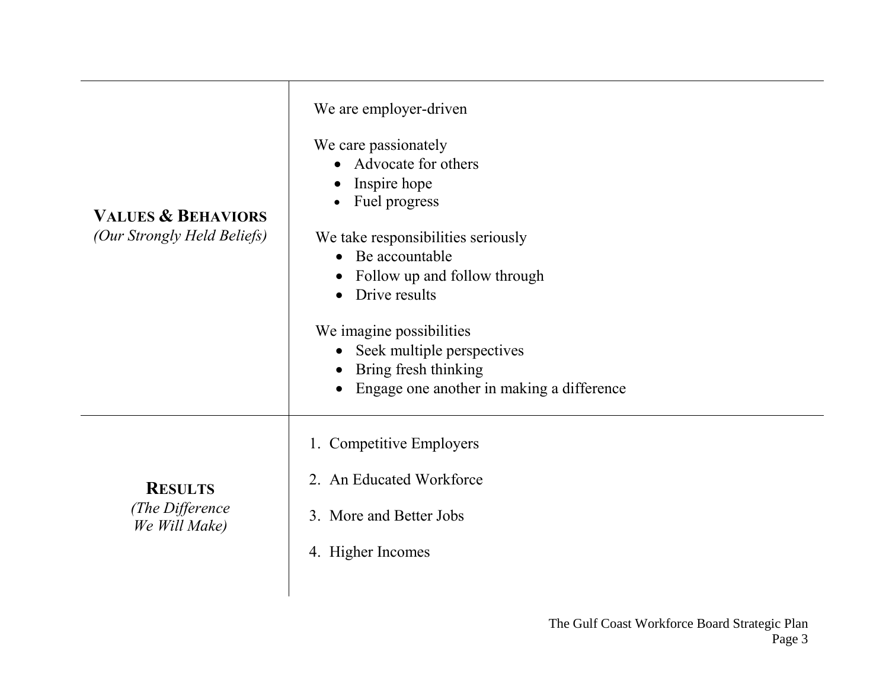| | |
|---|---|
| **VALUES & BEHAVIORS** *(Our Strongly Held Beliefs)* | We are employer-driven<br><br>We care passionately<br>• Advocate for others<br>• Inspire hope<br>• Fuel progress<br><br>We take responsibilities seriously<br>• Be accountable<br>• Follow up and follow through<br>• Drive results<br><br>We imagine possibilities<br>• Seek multiple perspectives<br>• Bring fresh thinking<br>• Engage one another in making a difference |
| **RESULTS** *(The Difference We Will Make)* | 1. Competitive Employers<br><br>2. An Educated Workforce<br><br>3. More and Better Jobs<br><br>4. Higher Incomes |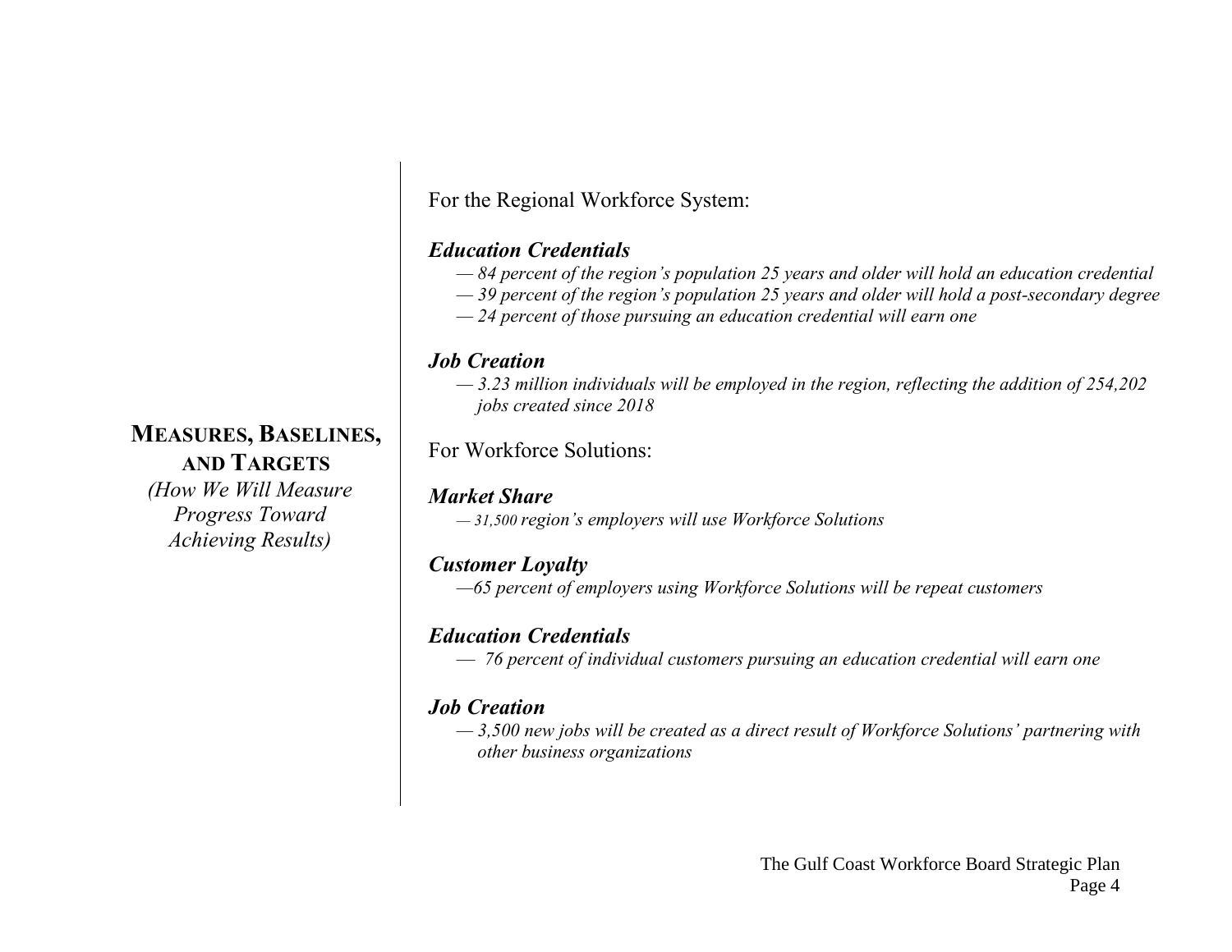## Measures, Baselines, and Targets

*(How We Will Measure Progress Toward Achieving Results)*

For the Regional Workforce System:

### *Education Credentials*

*— 84 percent of the region's population 25 years and older will hold an education credential*
*— 39 percent of the region's population 25 years and older will hold a post-secondary degree*
*— 24 percent of those pursuing an education credential will earn one*

### *Job Creation*

*— 3.23 million individuals will be employed in the region, reflecting the addition of 254,202 jobs created since 2018*

For Workforce Solutions:

### *Market Share*

*— 31,500 region's employers will use Workforce Solutions*

### *Customer Loyalty*

*—65 percent of employers using Workforce Solutions will be repeat customers*

### *Education Credentials*

*— 76 percent of individual customers pursuing an education credential will earn one*

### *Job Creation*

*— 3,500 new jobs will be created as a direct result of Workforce Solutions' partnering with other business organizations*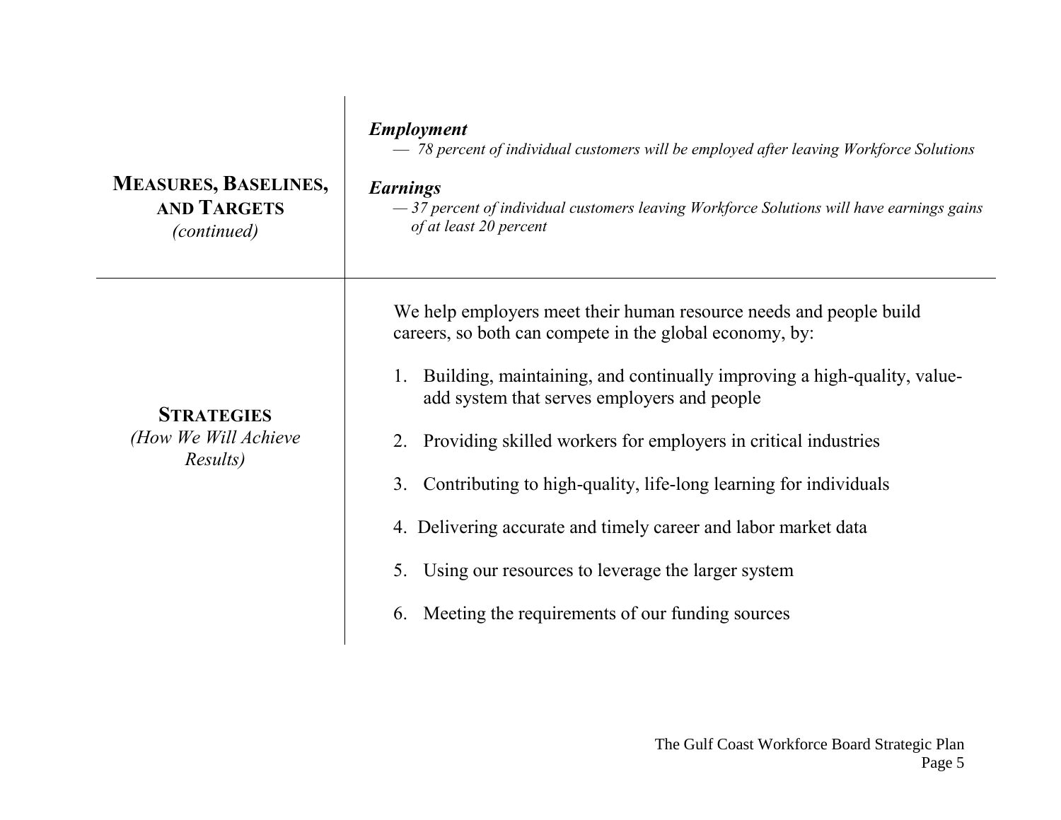## Measures, Baselines, and Targets *(continued)*

***Employment***

— *78 percent of individual customers will be employed after leaving Workforce Solutions*

***Earnings***

— *37 percent of individual customers leaving Workforce Solutions will have earnings gains of at least 20 percent*

## Strategies *(How We Will Achieve Results)*

We help employers meet their human resource needs and people build careers, so both can compete in the global economy, by:

1. Building, maintaining, and continually improving a high-quality, value-add system that serves employers and people
2. Providing skilled workers for employers in critical industries
3. Contributing to high-quality, life-long learning for individuals
4. Delivering accurate and timely career and labor market data
5. Using our resources to leverage the larger system
6. Meeting the requirements of our funding sources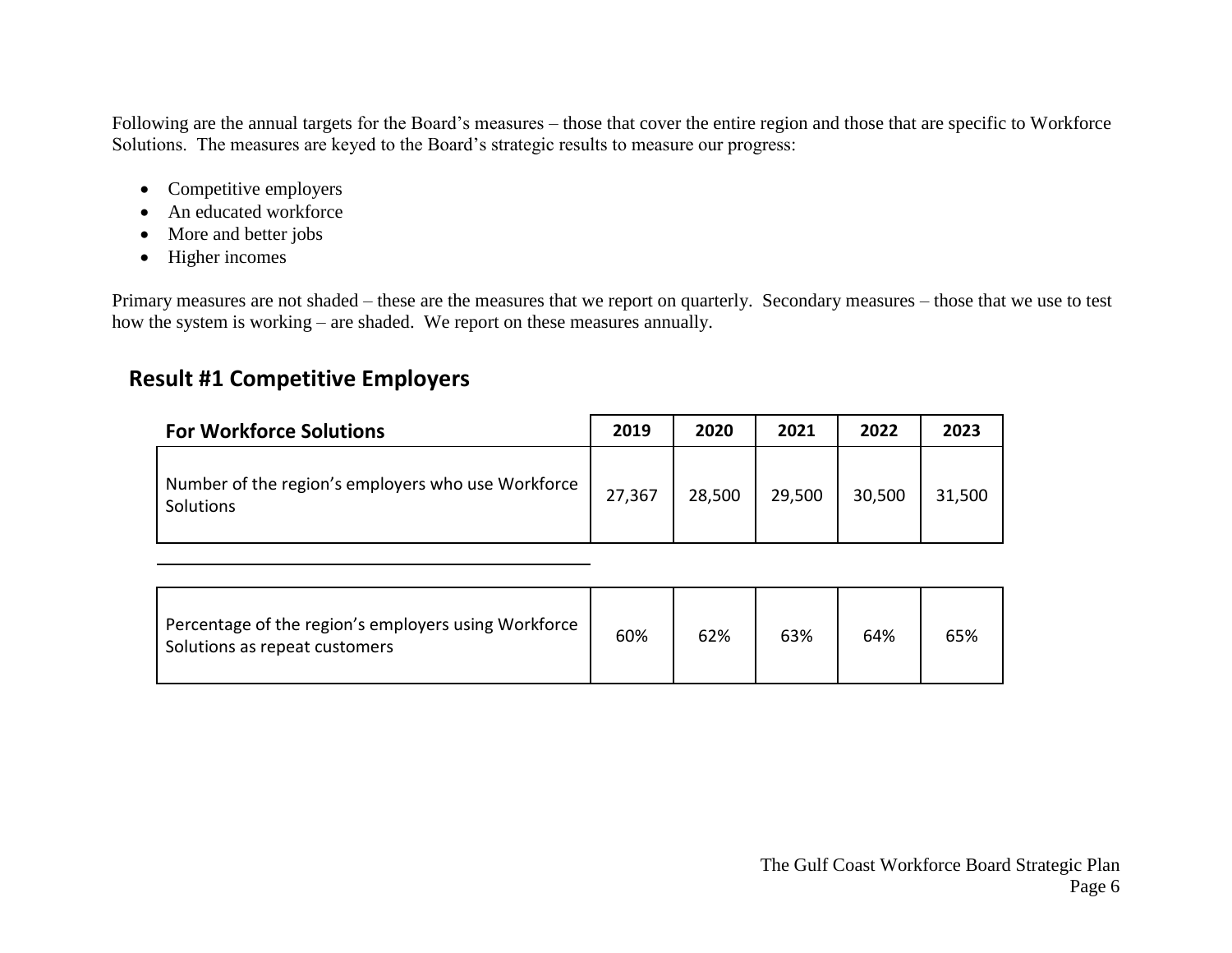Following are the annual targets for the Board's measures – those that cover the entire region and those that are specific to Workforce Solutions. The measures are keyed to the Board's strategic results to measure our progress:

- Competitive employers
- An educated workforce
- More and better jobs
- Higher incomes

Primary measures are not shaded – these are the measures that we report on quarterly. Secondary measures – those that we use to test how the system is working – are shaded. We report on these measures annually.

## Result #1 Competitive Employers

| For Workforce Solutions | 2019 | 2020 | 2021 | 2022 | 2023 |
|---|---|---|---|---|---|
| Number of the region's employers who use Workforce Solutions | 27,367 | 28,500 | 29,500 | 30,500 | 31,500 |
| Percentage of the region's employers using Workforce Solutions as repeat customers | 60% | 62% | 63% | 64% | 65% |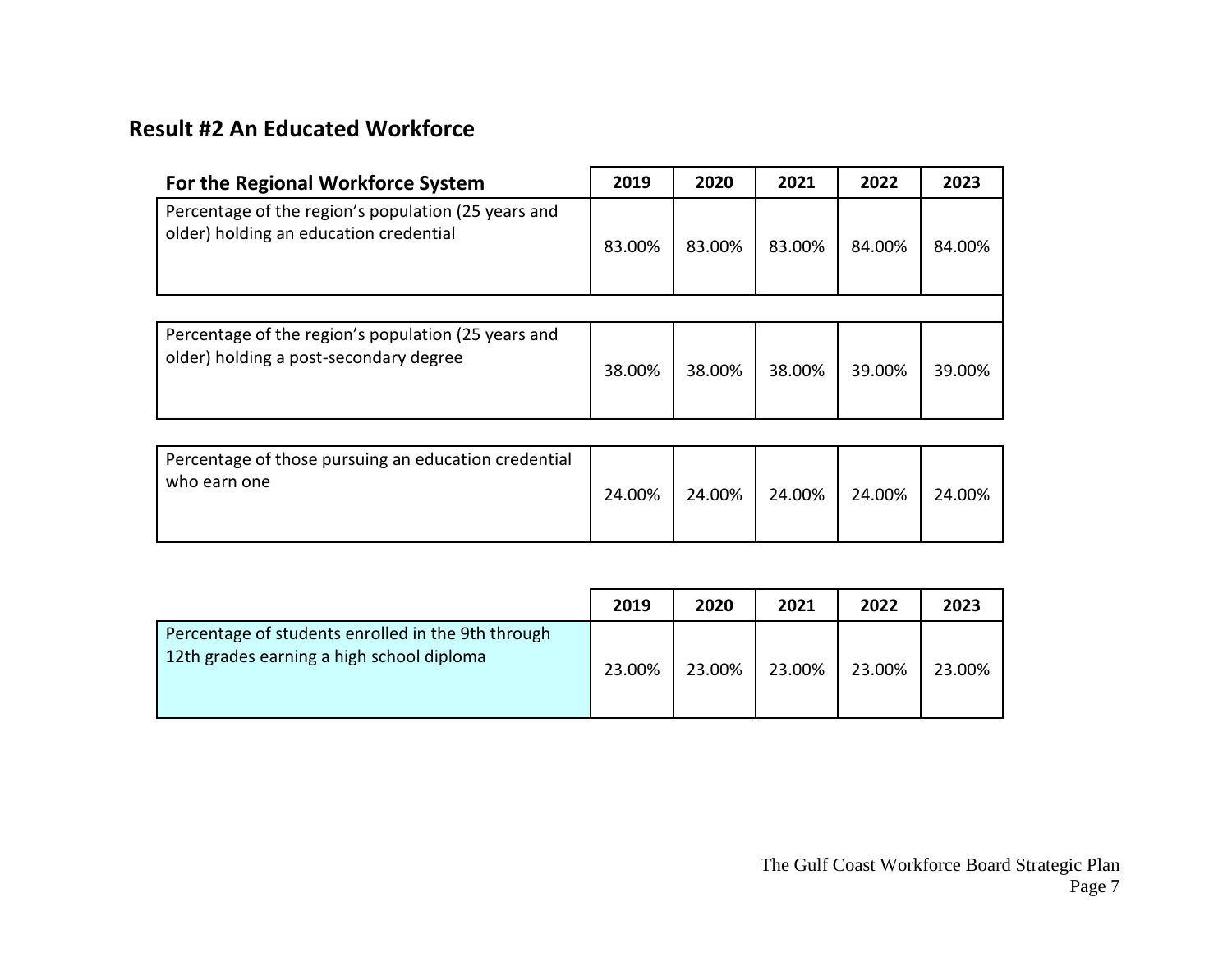## Result #2 An Educated Workforce

| For the Regional Workforce System | 2019 | 2020 | 2021 | 2022 | 2023 |
|---|---|---|---|---|---|
| Percentage of the region's population (25 years and older) holding an education credential | 83.00% | 83.00% | 83.00% | 84.00% | 84.00% |
| Percentage of the region's population (25 years and older) holding a post-secondary degree | 38.00% | 38.00% | 38.00% | 39.00% | 39.00% |
| Percentage of those pursuing an education credential who earn one | 24.00% | 24.00% | 24.00% | 24.00% | 24.00% |

| | 2019 | 2020 | 2021 | 2022 | 2023 |
|---|---|---|---|---|---|
| Percentage of students enrolled in the 9th through 12th grades earning a high school diploma | 23.00% | 23.00% | 23.00% | 23.00% | 23.00% |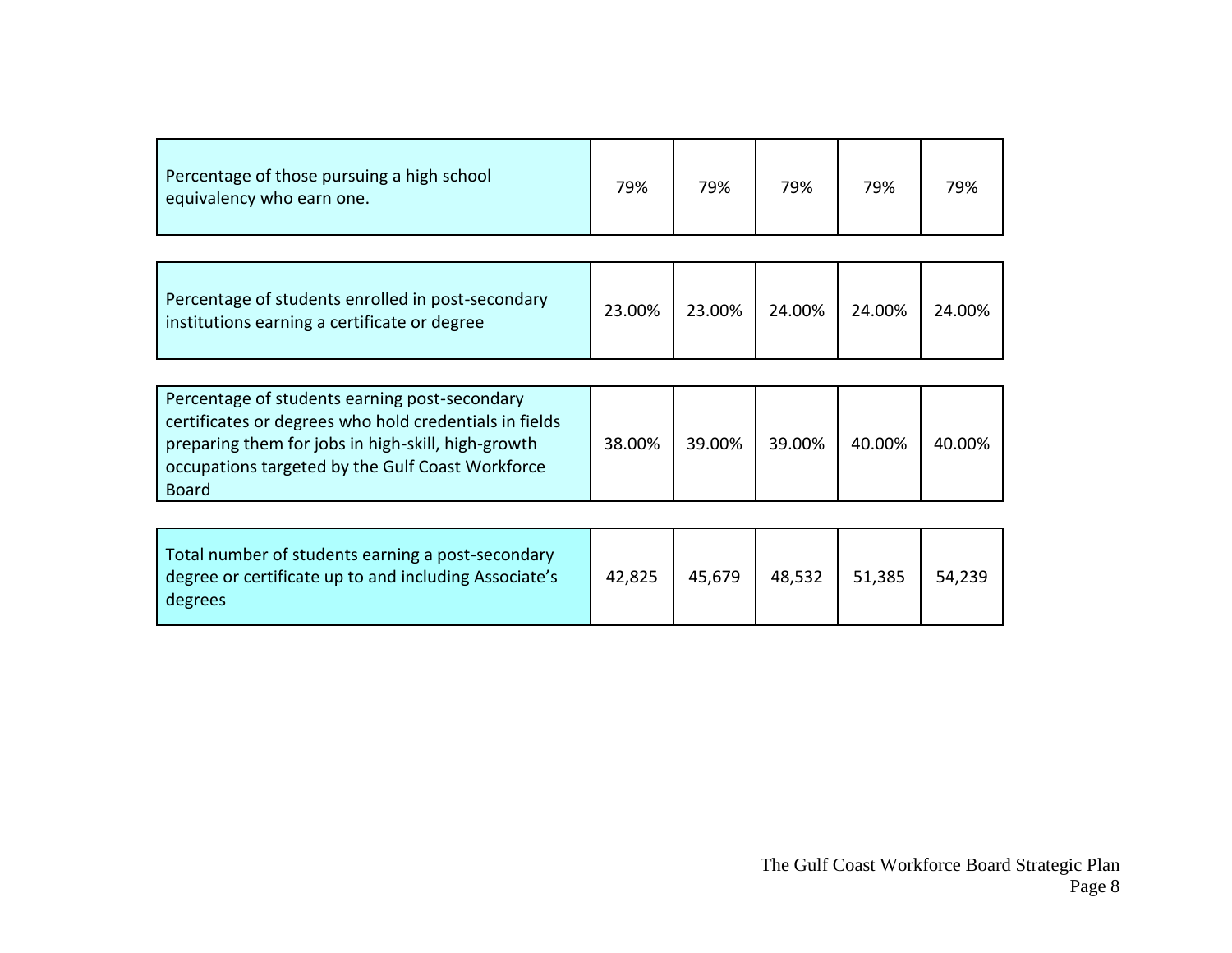| | | | | | |
|---|---|---|---|---|---|
| Percentage of those pursuing a high school equivalency who earn one. | 79% | 79% | 79% | 79% | 79% |
| Percentage of students enrolled in post-secondary institutions earning a certificate or degree | 23.00% | 23.00% | 24.00% | 24.00% | 24.00% |
| Percentage of students earning post-secondary certificates or degrees who hold credentials in fields preparing them for jobs in high-skill, high-growth occupations targeted by the Gulf Coast Workforce Board | 38.00% | 39.00% | 39.00% | 40.00% | 40.00% |
| Total number of students earning a post-secondary degree or certificate up to and including Associate's degrees | 42,825 | 45,679 | 48,532 | 51,385 | 54,239 |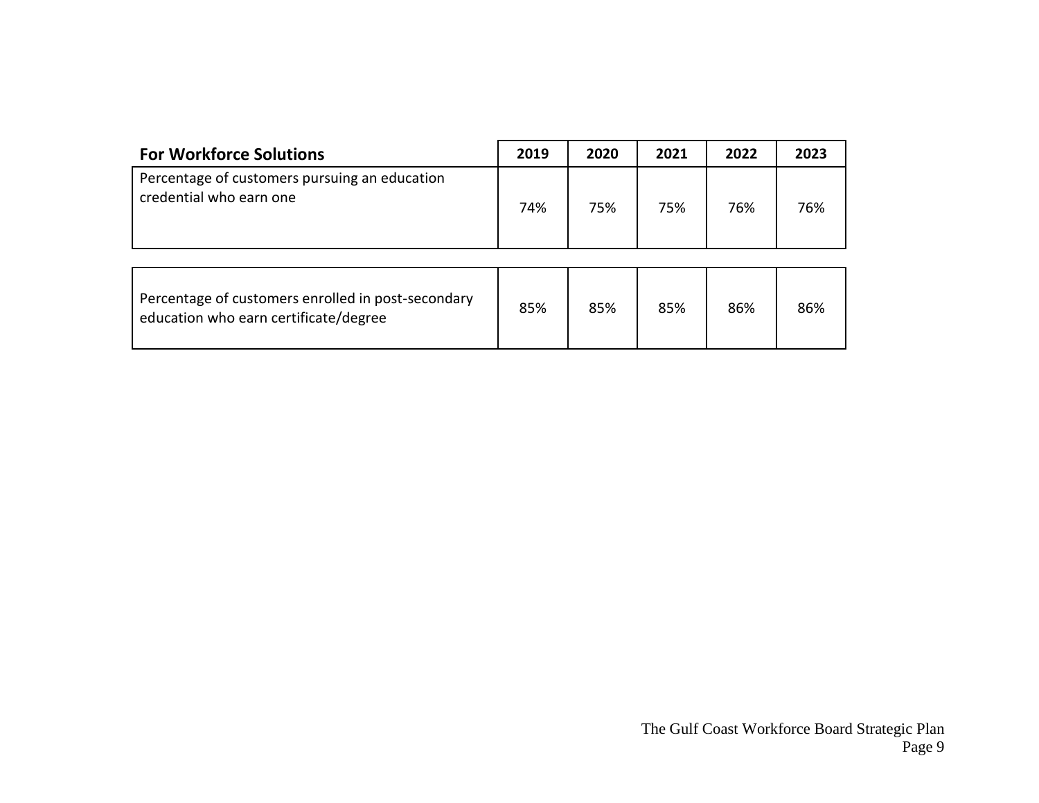| For Workforce Solutions | 2019 | 2020 | 2021 | 2022 | 2023 |
|---|---|---|---|---|---|
| Percentage of customers pursuing an education credential who earn one | 74% | 75% | 75% | 76% | 76% |
| Percentage of customers enrolled in post-secondary education who earn certificate/degree | 85% | 85% | 85% | 86% | 86% |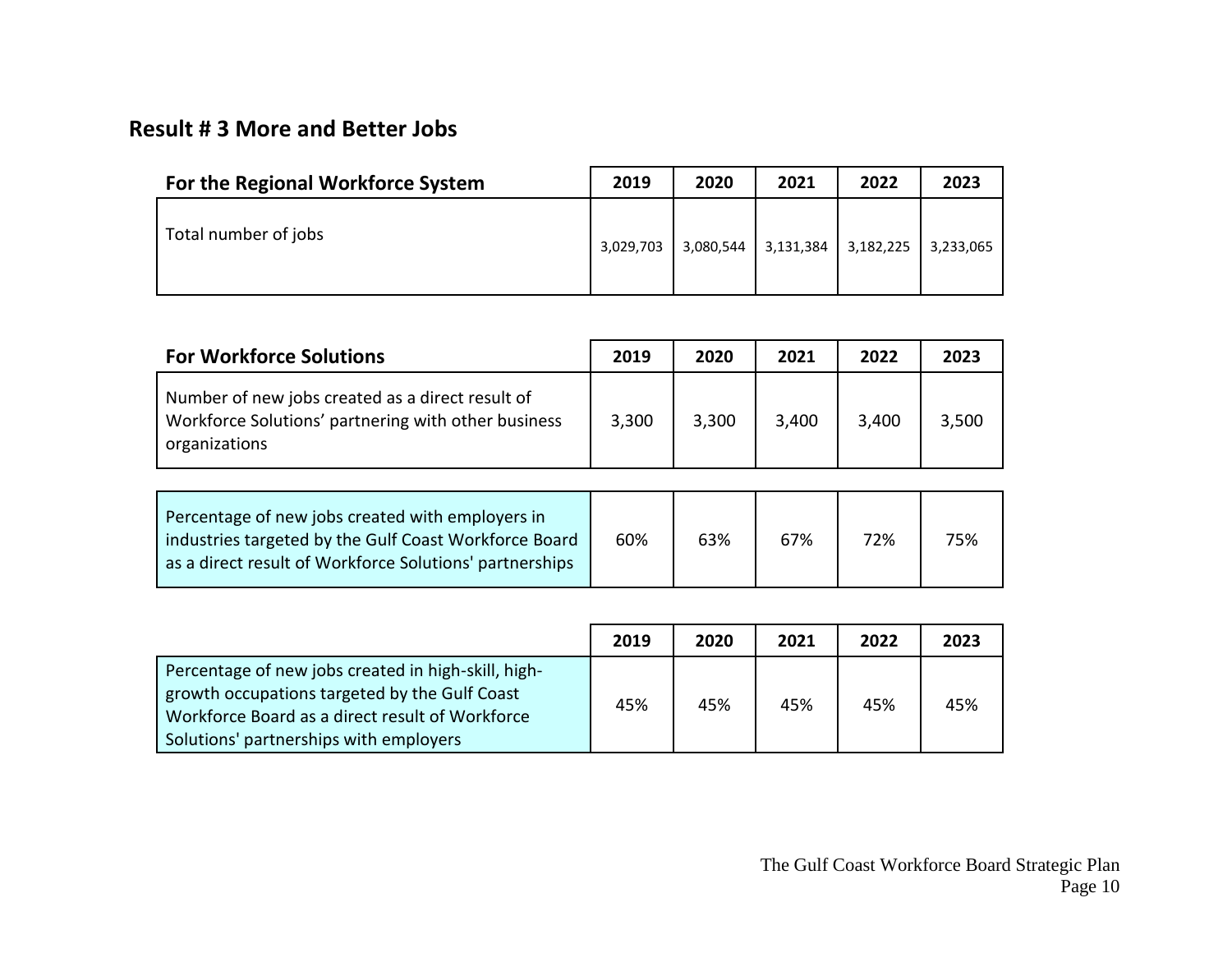## Result # 3 More and Better Jobs

| For the Regional Workforce System | 2019 | 2020 | 2021 | 2022 | 2023 |
|---|---|---|---|---|---|
| Total number of jobs | 3,029,703 | 3,080,544 | 3,131,384 | 3,182,225 | 3,233,065 |

| For Workforce Solutions | 2019 | 2020 | 2021 | 2022 | 2023 |
|---|---|---|---|---|---|
| Number of new jobs created as a direct result of Workforce Solutions' partnering with other business organizations | 3,300 | 3,300 | 3,400 | 3,400 | 3,500 |
| Percentage of new jobs created with employers in industries targeted by the Gulf Coast Workforce Board as a direct result of Workforce Solutions' partnerships | 60% | 63% | 67% | 72% | 75% |

| | 2019 | 2020 | 2021 | 2022 | 2023 |
|---|---|---|---|---|---|
| Percentage of new jobs created in high-skill, high-growth occupations targeted by the Gulf Coast Workforce Board as a direct result of Workforce Solutions' partnerships with employers | 45% | 45% | 45% | 45% | 45% |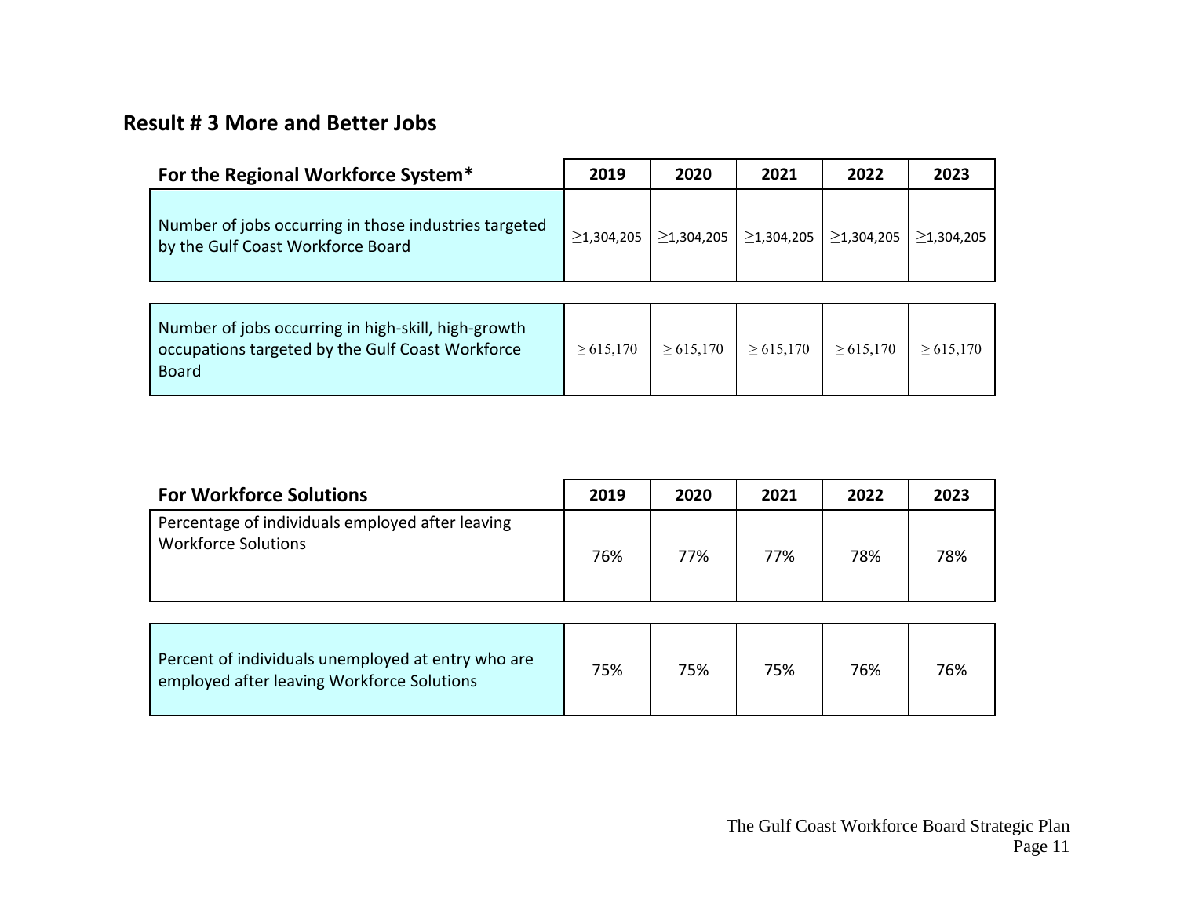## Result # 3 More and Better Jobs

| For the Regional Workforce System* | 2019 | 2020 | 2021 | 2022 | 2023 |
|---|---|---|---|---|---|
| Number of jobs occurring in those industries targeted by the Gulf Coast Workforce Board | ≥1,304,205 | ≥1,304,205 | ≥1,304,205 | ≥1,304,205 | ≥1,304,205 |
| Number of jobs occurring in high-skill, high-growth occupations targeted by the Gulf Coast Workforce Board | ≥ 615,170 | ≥ 615,170 | ≥ 615,170 | ≥ 615,170 | ≥ 615,170 |

| For Workforce Solutions | 2019 | 2020 | 2021 | 2022 | 2023 |
|---|---|---|---|---|---|
| Percentage of individuals employed after leaving Workforce Solutions | 76% | 77% | 77% | 78% | 78% |
| Percent of individuals unemployed at entry who are employed after leaving Workforce Solutions | 75% | 75% | 75% | 76% | 76% |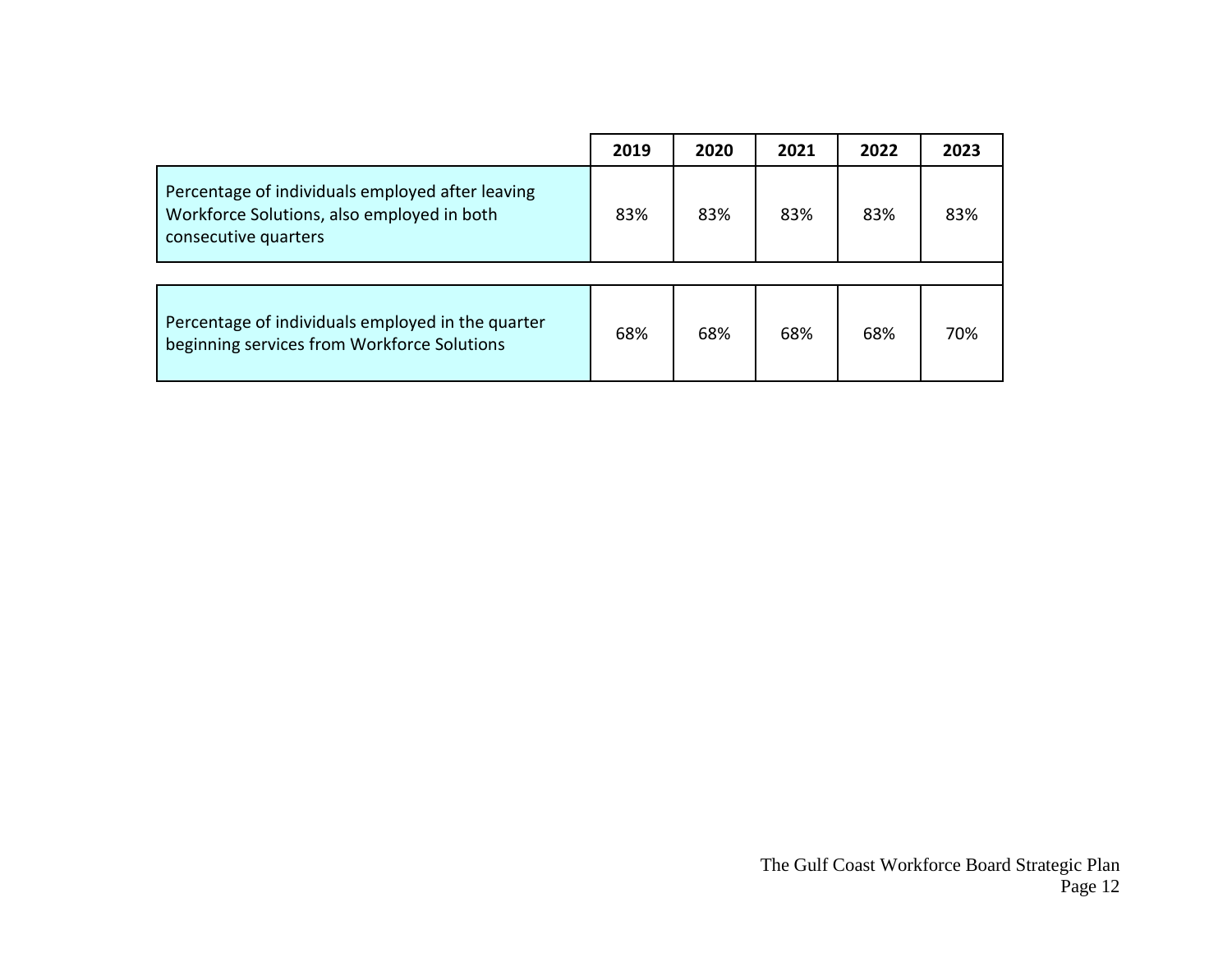| | 2019 | 2020 | 2021 | 2022 | 2023 |
|---|---|---|---|---|---|
| Percentage of individuals employed after leaving Workforce Solutions, also employed in both consecutive quarters | 83% | 83% | 83% | 83% | 83% |
| | | | | | |
| Percentage of individuals employed in the quarter beginning services from Workforce Solutions | 68% | 68% | 68% | 68% | 70% |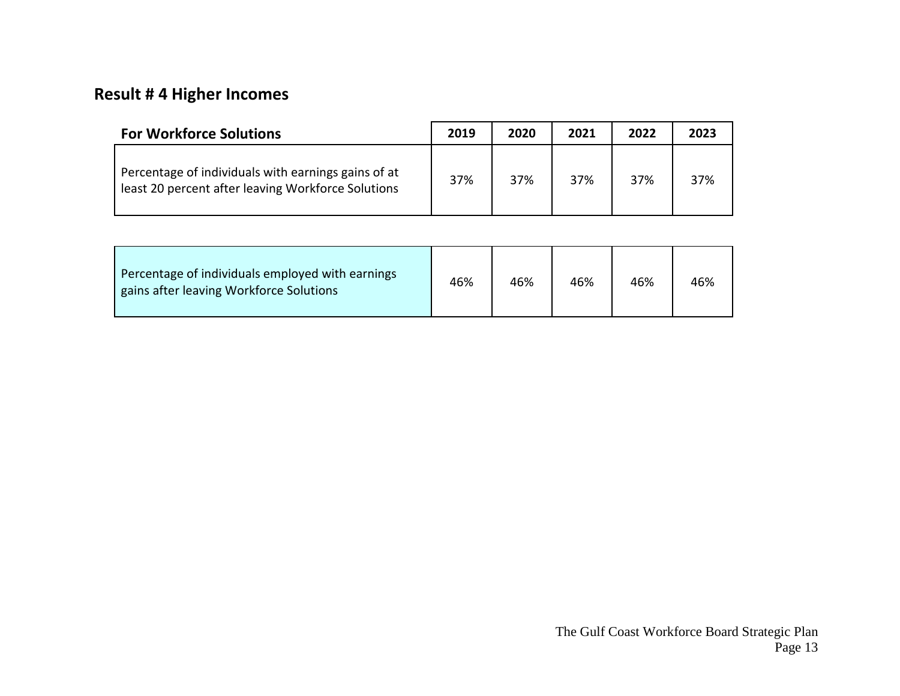## Result # 4 Higher Incomes

| For Workforce Solutions | 2019 | 2020 | 2021 | 2022 | 2023 |
|---|---|---|---|---|---|
| Percentage of individuals with earnings gains of at least 20 percent after leaving Workforce Solutions | 37% | 37% | 37% | 37% | 37% |
| Percentage of individuals employed with earnings gains after leaving Workforce Solutions | 46% | 46% | 46% | 46% | 46% |